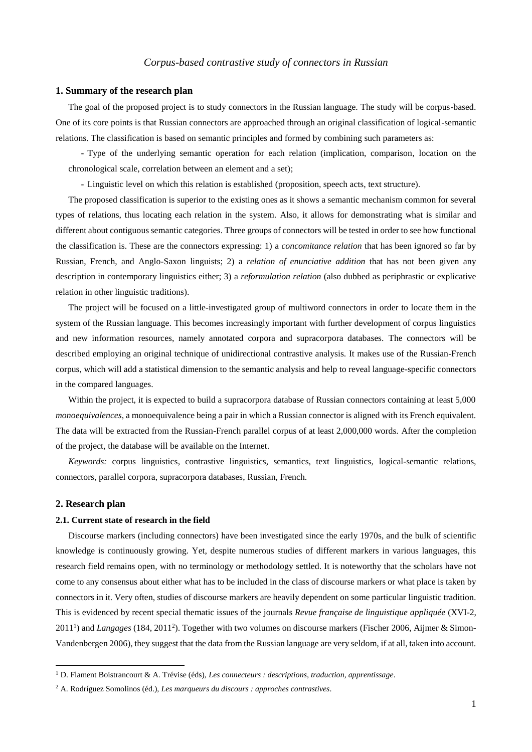*Corpus-based contrastive study of connectors in Russian*

## 1. Summary of the research plan

The goal of the proposed project is to study connectors in the Russian language. The study will be corpus-based. One of its core points is that Russian connectors are approached through an original classification of logical-semantic relations. The classification is based on semantic principles and formed by combining such parameters as:

- Type of the underlying semantic operation for each relation (implication, comparison, location on the chronological scale, correlation between an element and a set);
- Linguistic level on which this relation is established (proposition, speech acts, text structure).

The proposed classification is superior to the existing ones as it shows a semantic mechanism common for several types of relations, thus locating each relation in the system. Also, it allows for demonstrating what is similar and different about contiguous semantic categories. Three groups of connectors will be tested in order to see how functional the classification is. These are the connectors expressing: 1) a *concomitance relation* that has been ignored so far by Russian, French, and Anglo-Saxon linguists; 2) a *relation of enunciative addition* that has not been given any description in contemporary linguistics either; 3) a *reformulation relation* (also dubbed as periphrastic or explicative relation in other linguistic traditions).

The project will be focused on a little-investigated group of multiword connectors in order to locate them in the system of the Russian language. This becomes increasingly important with further development of corpus linguistics and new information resources, namely annotated corpora and supracorpora databases. The connectors will be described employing an original technique of unidirectional contrastive analysis. It makes use of the Russian-French corpus, which will add a statistical dimension to the semantic analysis and help to reveal language-specific connectors in the compared languages.

Within the project, it is expected to build a supracorpora database of Russian connectors containing at least 5,000 *monoequivalences*, a monoequivalence being a pair in which a Russian connector is aligned with its French equivalent. The data will be extracted from the Russian-French parallel corpus of at least 2,000,000 words. After the completion of the project, the database will be available on the Internet.

*Keywords:* corpus linguistics, contrastive linguistics, semantics, text linguistics, logical-semantic relations, connectors, parallel corpora, supracorpora databases, Russian, French.

## 2. Research plan

### 2.1. Current state of research in the field

Discourse markers (including connectors) have been investigated since the early 1970s, and the bulk of scientific knowledge is continuously growing. Yet, despite numerous studies of different markers in various languages, this research field remains open, with no terminology or methodology settled. It is noteworthy that the scholars have not come to any consensus about either what has to be included in the class of discourse markers or what place is taken by connectors in it. Very often, studies of discourse markers are heavily dependent on some particular linguistic tradition. This is evidenced by recent special thematic issues of the journals *Revue française de linguistique appliquée* (XVI-2, 2011[1]) and *Langages* (184, 2011[2]). Together with two volumes on discourse markers (Fischer 2006, Aijmer & Simon-Vandenbergen 2006), they suggest that the data from the Russian language are very seldom, if at all, taken into account.

---

[1] D. Flament Boistrancourt & A. Trévise (éds), *Les connecteurs : descriptions, traduction, apprentissage*.

[2] A. Rodríguez Somolinos (éd.), *Les marqueurs du discours : approches contrastives*.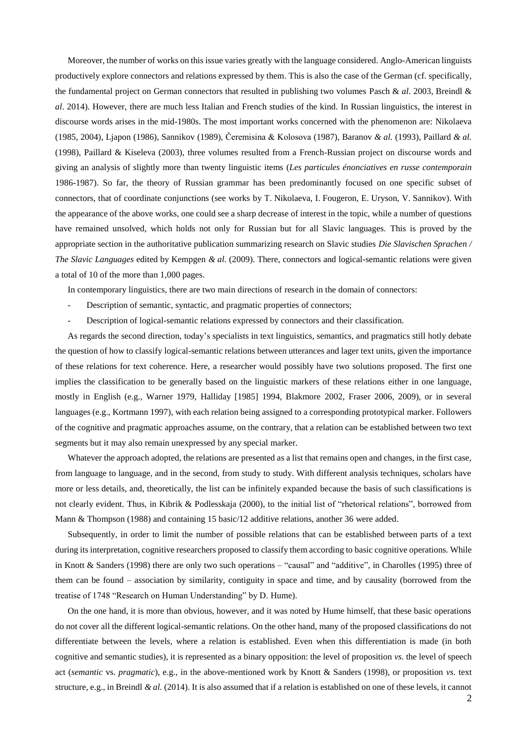Moreover, the number of works on this issue varies greatly with the language considered. Anglo-American linguists productively explore connectors and relations expressed by them. This is also the case of the German (cf. specifically, the fundamental project on German connectors that resulted in publishing two volumes Pasch & *al*. 2003, Breindl & *al*. 2014). However, there are much less Italian and French studies of the kind. In Russian linguistics, the interest in discourse words arises in the mid-1980s. The most important works concerned with the phenomenon are: Nikolaeva (1985, 2004), Ljapon (1986), Sannikov (1989), Čeremisina & Kolosova (1987), Baranov *& al.* (1993), Paillard *& al.* (1998), Paillard & Kiseleva (2003), three volumes resulted from a French-Russian project on discourse words and giving an analysis of slightly more than twenty linguistic items (*Les particules énonciatives en russe contemporain* 1986-1987). So far, the theory of Russian grammar has been predominantly focused on one specific subset of connectors, that of coordinate conjunctions (see works by T. Nikolaeva, I. Fougeron, E. Uryson, V. Sannikov). With the appearance of the above works, one could see a sharp decrease of interest in the topic, while a number of questions have remained unsolved, which holds not only for Russian but for all Slavic languages. This is proved by the appropriate section in the authoritative publication summarizing research on Slavic studies *Die Slavischen Sprachen / The Slavic Languages* edited by Kempgen *& al.* (2009). There, connectors and logical-semantic relations were given a total of 10 of the more than 1,000 pages.

In contemporary linguistics, there are two main directions of research in the domain of connectors:

- Description of semantic, syntactic, and pragmatic properties of connectors;
- Description of logical-semantic relations expressed by connectors and their classification.

As regards the second direction, today's specialists in text linguistics, semantics, and pragmatics still hotly debate the question of how to classify logical-semantic relations between utterances and lager text units, given the importance of these relations for text coherence. Here, a researcher would possibly have two solutions proposed. The first one implies the classification to be generally based on the linguistic markers of these relations either in one language, mostly in English (e.g., Warner 1979, Halliday [1985] 1994, Blakmore 2002, Fraser 2006, 2009), or in several languages (e.g., Kortmann 1997), with each relation being assigned to a corresponding prototypical marker. Followers of the cognitive and pragmatic approaches assume, on the contrary, that a relation can be established between two text segments but it may also remain unexpressed by any special marker.

Whatever the approach adopted, the relations are presented as a list that remains open and changes, in the first case, from language to language, and in the second, from study to study. With different analysis techniques, scholars have more or less details, and, theoretically, the list can be infinitely expanded because the basis of such classifications is not clearly evident. Thus, in Kibrik & Podlesskaja (2000), to the initial list of "rhetorical relations", borrowed from Mann & Thompson (1988) and containing 15 basic/12 additive relations, another 36 were added.

Subsequently, in order to limit the number of possible relations that can be established between parts of a text during its interpretation, cognitive researchers proposed to classify them according to basic cognitive operations. While in Knott & Sanders (1998) there are only two such operations – "causal" and "additive", in Charolles (1995) three of them can be found – association by similarity, contiguity in space and time, and by causality (borrowed from the treatise of 1748 "Research on Human Understanding" by D. Hume).

On the one hand, it is more than obvious, however, and it was noted by Hume himself, that these basic operations do not cover all the different logical-semantic relations. On the other hand, many of the proposed classifications do not differentiate between the levels, where a relation is established. Even when this differentiation is made (in both cognitive and semantic studies), it is represented as a binary opposition: the level of proposition *vs.* the level of speech act (*semantic* vs. *pragmatic*), e.g., in the above-mentioned work by Knott & Sanders (1998), or proposition *vs.* text structure, e.g., in Breindl *& al.* (2014). It is also assumed that if a relation is established on one of these levels, it cannot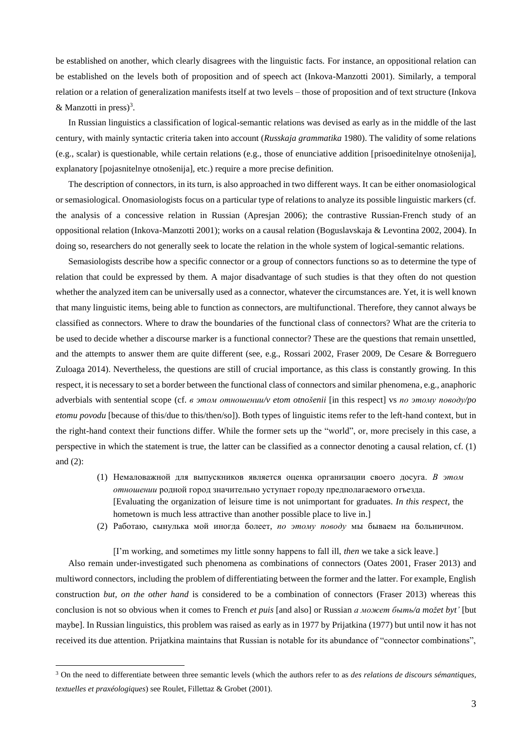be established on another, which clearly disagrees with the linguistic facts. For instance, an oppositional relation can be established on the levels both of proposition and of speech act (Inkova-Manzotti 2001). Similarly, a temporal relation or a relation of generalization manifests itself at two levels – those of proposition and of text structure (Inkova & Manzotti in press)[3].

In Russian linguistics a classification of logical-semantic relations was devised as early as in the middle of the last century, with mainly syntactic criteria taken into account (*Russkaja grammatika* 1980). The validity of some relations (e.g., scalar) is questionable, while certain relations (e.g., those of enunciative addition [prisoedinitelnye otnošenija], explanatory [pojasnitelnye otnošenija], etc.) require a more precise definition.

The description of connectors, in its turn, is also approached in two different ways. It can be either onomasiological or semasiological. Onomasiologists focus on a particular type of relations to analyze its possible linguistic markers (cf. the analysis of a concessive relation in Russian (Apresjan 2006); the contrastive Russian-French study of an oppositional relation (Inkova-Manzotti 2001); works on a causal relation (Boguslavskaja & Levontina 2002, 2004). In doing so, researchers do not generally seek to locate the relation in the whole system of logical-semantic relations.

Semasiologists describe how a specific connector or a group of connectors functions so as to determine the type of relation that could be expressed by them. A major disadvantage of such studies is that they often do not question whether the analyzed item can be universally used as a connector, whatever the circumstances are. Yet, it is well known that many linguistic items, being able to function as connectors, are multifunctional. Therefore, they cannot always be classified as connectors. Where to draw the boundaries of the functional class of connectors? What are the criteria to be used to decide whether a discourse marker is a functional connector? These are the questions that remain unsettled, and the attempts to answer them are quite different (see, e.g., Rossari 2002, Fraser 2009, De Cesare & Borreguero Zuloaga 2014). Nevertheless, the questions are still of crucial importance, as this class is constantly growing. In this respect, it is necessary to set a border between the functional class of connectors and similar phenomena, e.g., anaphoric adverbials with sentential scope (cf. *в этом отношении/v etom otnošenii* [in this respect] vs *по этому поводу/po etomu povodu* [because of this/due to this/then/so]). Both types of linguistic items refer to the left-hand context, but in the right-hand context their functions differ. While the former sets up the "world", or, more precisely in this case, a perspective in which the statement is true, the latter can be classified as a connector denoting a causal relation, cf. (1) and (2):

(1) Немаловажной для выпускников является оценка организации своего досуга. *В этом отношении* родной город значительно уступает городу предполагаемого отъезда.
[Evaluating the organization of leisure time is not unimportant for graduates. *In this respect*, the hometown is much less attractive than another possible place to live in.]

(2) Работаю, сынулька мой иногда болеет, *по этому поводу* мы бываем на больничном.
[I'm working, and sometimes my little sonny happens to fall ill, *then* we take a sick leave.]

Also remain under-investigated such phenomena as combinations of connectors (Oates 2001, Fraser 2013) and multiword connectors, including the problem of differentiating between the former and the latter. For example, English construction *but, on the other hand* is considered to be a combination of connectors (Fraser 2013) whereas this conclusion is not so obvious when it comes to French *et puis* [and also] or Russian *а может быть/a možet byt'* [but maybe]. In Russian linguistics, this problem was raised as early as in 1977 by Prijatkina (1977) but until now it has not received its due attention. Prijatkina maintains that Russian is notable for its abundance of "connector combinations",

[3] On the need to differentiate between three semantic levels (which the authors refer to as *des relations de discours sémantiques, textuelles et praxéologiques*) see Roulet, Fillettaz & Grobet (2001).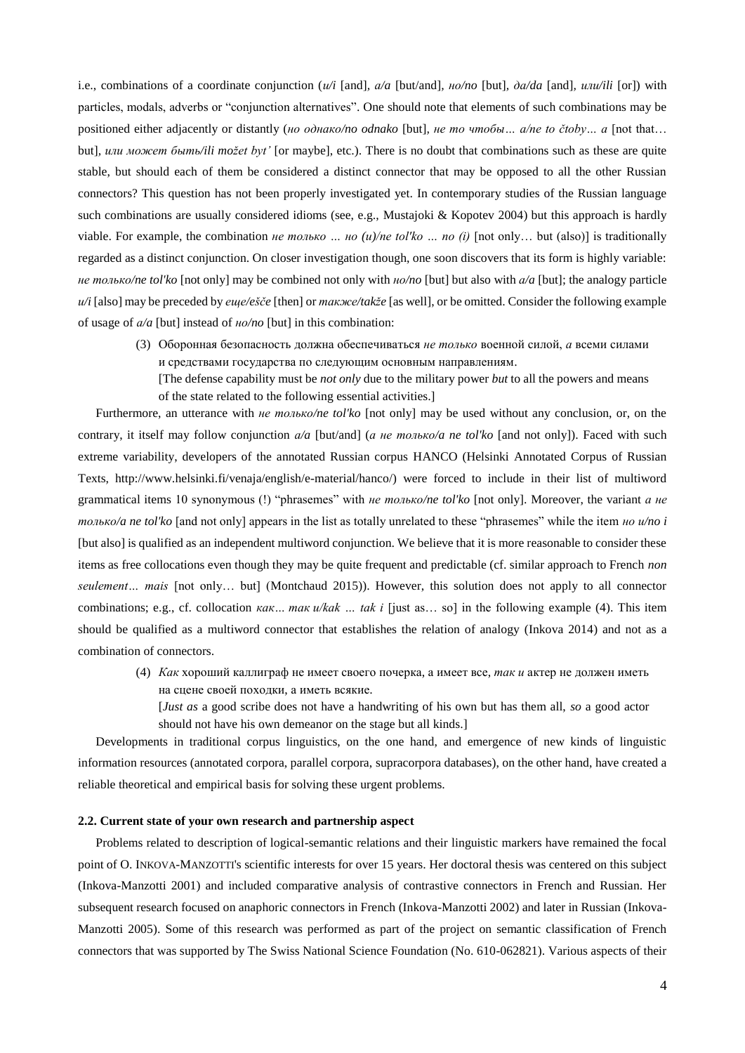i.e., combinations of a coordinate conjunction (*и/i* [and], *а/a* [but/and], *но/no* [but], *да/da* [and], *или/ili* [or]) with particles, modals, adverbs or "conjunction alternatives". One should note that elements of such combinations may be positioned either adjacently or distantly (*но однако/no odnako* [but], *не то чтобы… а/ne to čtoby… a* [not that… but], *или может быть/ili možet byt'* [or maybe], etc.). There is no doubt that combinations such as these are quite stable, but should each of them be considered a distinct connector that may be opposed to all the other Russian connectors? This question has not been properly investigated yet. In contemporary studies of the Russian language such combinations are usually considered idioms (see, e.g., Mustajoki & Kopotev 2004) but this approach is hardly viable. For example, the combination *не только … но (и)/ne tol'ko … no (i)* [not only… but (also)] is traditionally regarded as a distinct conjunction. On closer investigation though, one soon discovers that its form is highly variable: *не только/ne tol'ko* [not only] may be combined not only with *но/no* [but] but also with *а/a* [but]; the analogy particle *и/i* [also] may be preceded by *еще/ešče* [then] or *также/takže* [as well], or be omitted. Consider the following example of usage of *а/a* [but] instead of *но/no* [but] in this combination:

> (3) Оборонная безопасность должна обеспечиваться *не только* военной силой, *а* всеми силами и средствами государства по следующим основным направлениям.
> [The defense capability must be *not only* due to the military power *but* to all the powers and means of the state related to the following essential activities.]

Furthermore, an utterance with *не только/ne tol'ko* [not only] may be used without any conclusion, or, on the contrary, it itself may follow conjunction *а/a* [but/and] (*а не только/a ne tol'ko* [and not only]). Faced with such extreme variability, developers of the annotated Russian corpus HANCO (Helsinki Annotated Corpus of Russian Texts, http://www.helsinki.fi/venaja/english/e-material/hanco/) were forced to include in their list of multiword grammatical items 10 synonymous (!) "phrasemes" with *не только/ne tol'ko* [not only]. Moreover, the variant *а не только/a ne tol'ko* [and not only] appears in the list as totally unrelated to these "phrasemes" while the item *но и/no i* [but also] is qualified as an independent multiword conjunction. We believe that it is more reasonable to consider these items as free collocations even though they may be quite frequent and predictable (cf. similar approach to French *non seulement… mais* [not only… but] (Montchaud 2015)). However, this solution does not apply to all connector combinations; e.g., cf. collocation *как… так и/kak … tak i* [just as… so] in the following example (4). This item should be qualified as a multiword connector that establishes the relation of analogy (Inkova 2014) and not as a combination of connectors.

> (4) *Как* хороший каллиграф не имеет своего почерка, а имеет все, *так и* актер не должен иметь на сцене своей походки, а иметь всякие.
> [*Just as* a good scribe does not have a handwriting of his own but has them all, *so* a good actor should not have his own demeanor on the stage but all kinds.]

Developments in traditional corpus linguistics, on the one hand, and emergence of new kinds of linguistic information resources (annotated corpora, parallel corpora, supracorpora databases), on the other hand, have created a reliable theoretical and empirical basis for solving these urgent problems.

### 2.2. Current state of your own research and partnership aspect

Problems related to description of logical-semantic relations and their linguistic markers have remained the focal point of O. INKOVA-MANZOTTI's scientific interests for over 15 years. Her doctoral thesis was centered on this subject (Inkova-Manzotti 2001) and included comparative analysis of contrastive connectors in French and Russian. Her subsequent research focused on anaphoric connectors in French (Inkova-Manzotti 2002) and later in Russian (Inkova-Manzotti 2005). Some of this research was performed as part of the project on semantic classification of French connectors that was supported by The Swiss National Science Foundation (No. 610-062821). Various aspects of their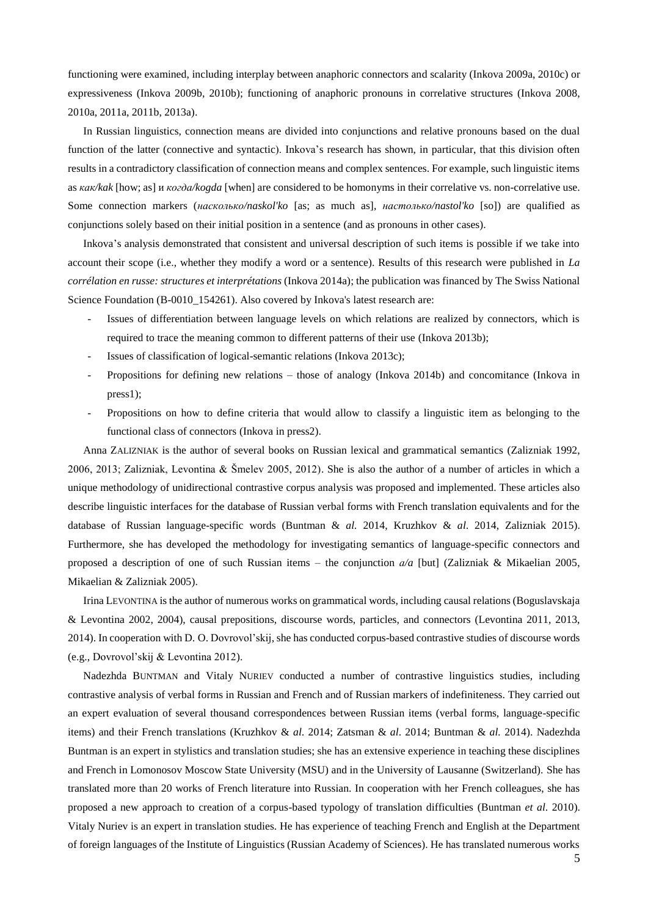functioning were examined, including interplay between anaphoric connectors and scalarity (Inkova 2009a, 2010c) or expressiveness (Inkova 2009b, 2010b); functioning of anaphoric pronouns in correlative structures (Inkova 2008, 2010a, 2011a, 2011b, 2013a).

In Russian linguistics, connection means are divided into conjunctions and relative pronouns based on the dual function of the latter (connective and syntactic). Inkova's research has shown, in particular, that this division often results in a contradictory classification of connection means and complex sentences. For example, such linguistic items as *как/kak* [how; as] и *когда/kogda* [when] are considered to be homonyms in their correlative vs. non-correlative use. Some connection markers (*насколько/naskol'ko* [as; as much as], *настолько/nastol'ko* [so]) are qualified as conjunctions solely based on their initial position in a sentence (and as pronouns in other cases).

Inkova's analysis demonstrated that consistent and universal description of such items is possible if we take into account their scope (i.e., whether they modify a word or a sentence). Results of this research were published in *La corrélation en russe: structures et interprétations* (Inkova 2014a); the publication was financed by The Swiss National Science Foundation (B-0010_154261). Also covered by Inkova's latest research are:

- Issues of differentiation between language levels on which relations are realized by connectors, which is required to trace the meaning common to different patterns of their use (Inkova 2013b);
- Issues of classification of logical-semantic relations (Inkova 2013c);
- Propositions for defining new relations – those of analogy (Inkova 2014b) and concomitance (Inkova in press1);
- Propositions on how to define criteria that would allow to classify a linguistic item as belonging to the functional class of connectors (Inkova in press2).

Anna ZALIZNIAK is the author of several books on Russian lexical and grammatical semantics (Zalizniak 1992, 2006, 2013; Zalizniak, Levontina & Šmelev 2005, 2012). She is also the author of a number of articles in which a unique methodology of unidirectional contrastive corpus analysis was proposed and implemented. These articles also describe linguistic interfaces for the database of Russian verbal forms with French translation equivalents and for the database of Russian language-specific words (Buntman & *al.* 2014, Kruzhkov & *al*. 2014, Zalizniak 2015). Furthermore, she has developed the methodology for investigating semantics of language-specific connectors and proposed a description of one of such Russian items – the conjunction *a/a* [but] (Zalizniak & Mikaelian 2005, Mikaelian & Zalizniak 2005).

Irina LEVONTINA is the author of numerous works on grammatical words, including causal relations (Boguslavskaja & Levontina 2002, 2004), causal prepositions, discourse words, particles, and connectors (Levontina 2011, 2013, 2014). In cooperation with D. O. Dovrovol'skij, she has conducted corpus-based contrastive studies of discourse words (e.g., Dovrovol'skij & Levontina 2012).

Nadezhda BUNTMAN and Vitaly NURIEV conducted a number of contrastive linguistics studies, including contrastive analysis of verbal forms in Russian and French and of Russian markers of indefiniteness. They carried out an expert evaluation of several thousand correspondences between Russian items (verbal forms, language-specific items) and their French translations (Kruzhkov & *al.* 2014; Zatsman & *al*. 2014; Buntman & *al.* 2014). Nadezhda Buntman is an expert in stylistics and translation studies; she has an extensive experience in teaching these disciplines and French in Lomonosov Moscow State University (MSU) and in the University of Lausanne (Switzerland). She has translated more than 20 works of French literature into Russian. In cooperation with her French colleagues, she has proposed a new approach to creation of a corpus-based typology of translation difficulties (Buntman *et al*. 2010). Vitaly Nuriev is an expert in translation studies. He has experience of teaching French and English at the Department of foreign languages of the Institute of Linguistics (Russian Academy of Sciences). He has translated numerous works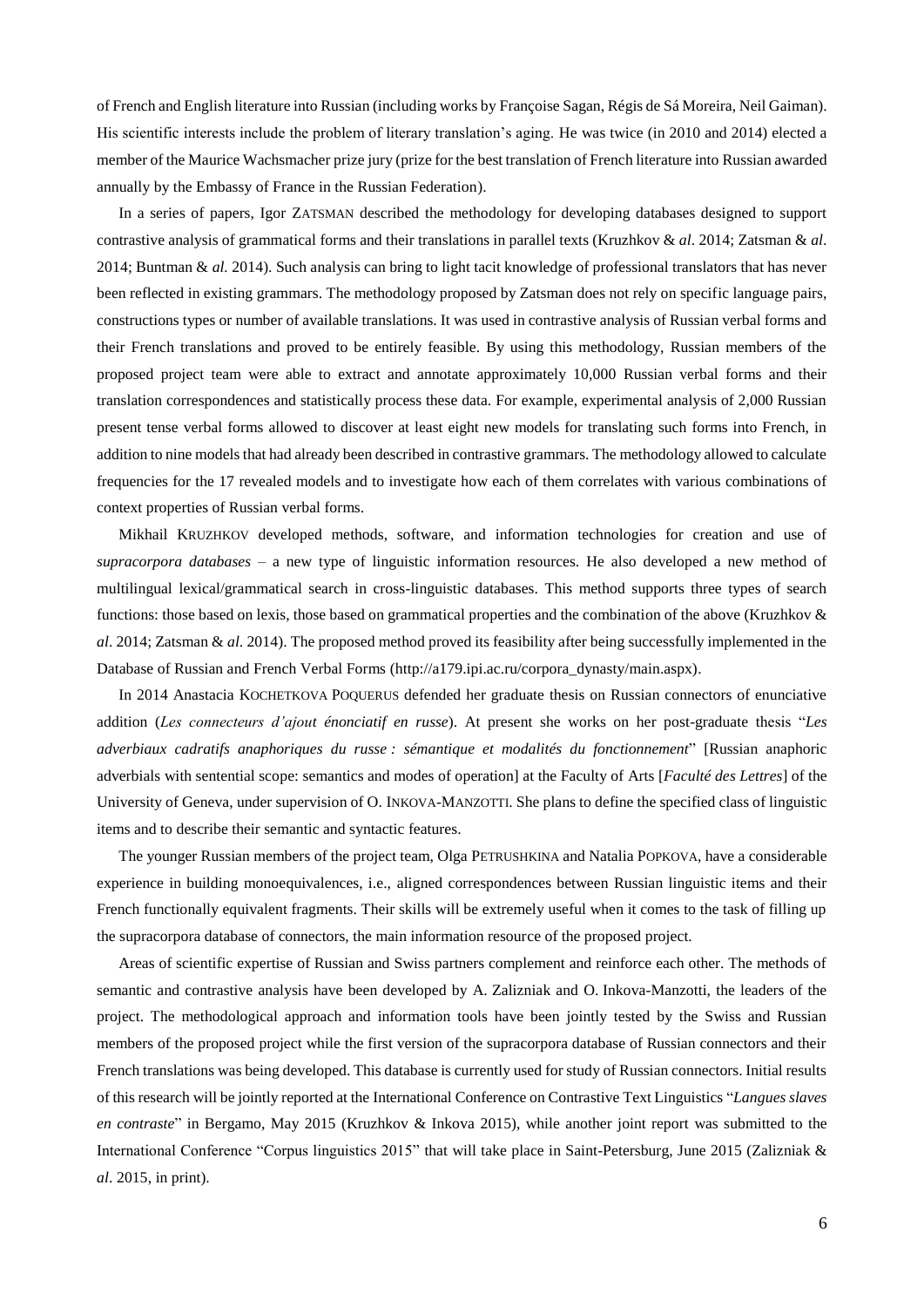of French and English literature into Russian (including works by Françoise Sagan, Régis de Sá Moreira, Neil Gaiman). His scientific interests include the problem of literary translation's aging. He was twice (in 2010 and 2014) elected a member of the Maurice Wachsmacher prize jury (prize for the best translation of French literature into Russian awarded annually by the Embassy of France in the Russian Federation).

In a series of papers, Igor ZATSMAN described the methodology for developing databases designed to support contrastive analysis of grammatical forms and their translations in parallel texts (Kruzhkov & *al*. 2014; Zatsman & *al*. 2014; Buntman & *al.* 2014). Such analysis can bring to light tacit knowledge of professional translators that has never been reflected in existing grammars. The methodology proposed by Zatsman does not rely on specific language pairs, constructions types or number of available translations. It was used in contrastive analysis of Russian verbal forms and their French translations and proved to be entirely feasible. By using this methodology, Russian members of the proposed project team were able to extract and annotate approximately 10,000 Russian verbal forms and their translation correspondences and statistically process these data. For example, experimental analysis of 2,000 Russian present tense verbal forms allowed to discover at least eight new models for translating such forms into French, in addition to nine models that had already been described in contrastive grammars. The methodology allowed to calculate frequencies for the 17 revealed models and to investigate how each of them correlates with various combinations of context properties of Russian verbal forms.

Mikhail KRUZHKOV developed methods, software, and information technologies for creation and use of *supracorpora databases* – a new type of linguistic information resources. He also developed a new method of multilingual lexical/grammatical search in cross-linguistic databases. This method supports three types of search functions: those based on lexis, those based on grammatical properties and the combination of the above (Kruzhkov & *al*. 2014; Zatsman & *al*. 2014). The proposed method proved its feasibility after being successfully implemented in the Database of Russian and French Verbal Forms (http://a179.ipi.ac.ru/corpora_dynasty/main.aspx).

In 2014 Anastacia KOCHETKOVA POQUERUS defended her graduate thesis on Russian connectors of enunciative addition (*Les connecteurs d'ajout énonciatif en russe*). At present she works on her post-graduate thesis "*Les adverbiaux cadratifs anaphoriques du russe : sémantique et modalités du fonctionnement*" [Russian anaphoric adverbials with sentential scope: semantics and modes of operation] at the Faculty of Arts [*Faculté des Lettres*] of the University of Geneva, under supervision of O. INKOVA-MANZOTTI. She plans to define the specified class of linguistic items and to describe their semantic and syntactic features.

The younger Russian members of the project team, Olga PETRUSHKINA and Natalia POPKOVA, have a considerable experience in building monoequivalences, i.e., aligned correspondences between Russian linguistic items and their French functionally equivalent fragments. Their skills will be extremely useful when it comes to the task of filling up the supracorpora database of connectors, the main information resource of the proposed project.

Areas of scientific expertise of Russian and Swiss partners complement and reinforce each other. The methods of semantic and contrastive analysis have been developed by A. Zalizniak and O. Inkova-Manzotti, the leaders of the project. The methodological approach and information tools have been jointly tested by the Swiss and Russian members of the proposed project while the first version of the supracorpora database of Russian connectors and their French translations was being developed. This database is currently used for study of Russian connectors. Initial results of this research will be jointly reported at the International Conference on Contrastive Text Linguistics "*Langues slaves en contraste*" in Bergamo, May 2015 (Kruzhkov & Inkova 2015), while another joint report was submitted to the International Conference "Corpus linguistics 2015" that will take place in Saint-Petersburg, June 2015 (Zalizniak & *al*. 2015, in print).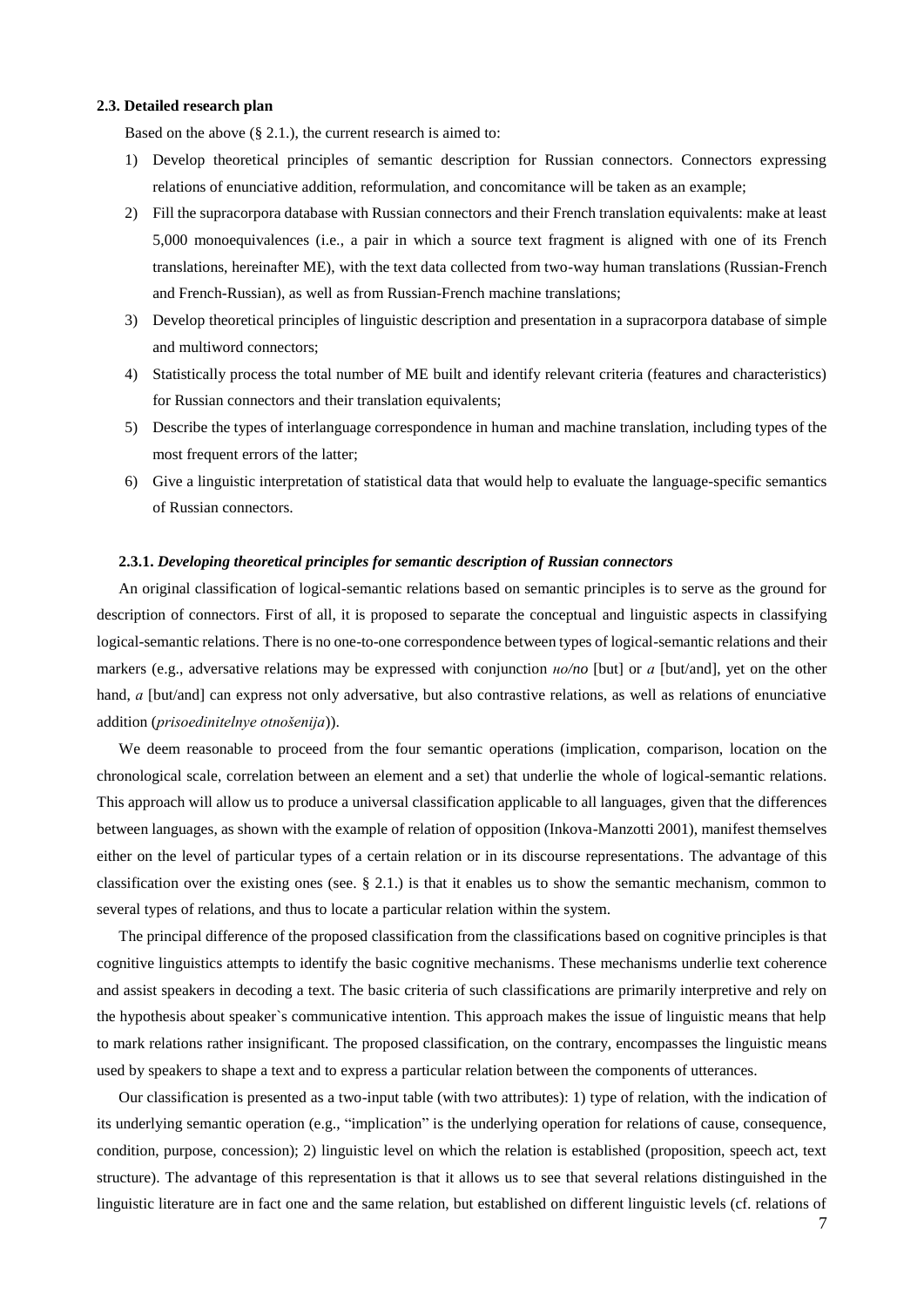**2.3. Detailed research plan**

Based on the above (§ 2.1.), the current research is aimed to:

1) Develop theoretical principles of semantic description for Russian connectors. Connectors expressing relations of enunciative addition, reformulation, and concomitance will be taken as an example;
2) Fill the supracorpora database with Russian connectors and their French translation equivalents: make at least 5,000 monoequivalences (i.e., a pair in which a source text fragment is aligned with one of its French translations, hereinafter ME), with the text data collected from two-way human translations (Russian-French and French-Russian), as well as from Russian-French machine translations;
3) Develop theoretical principles of linguistic description and presentation in a supracorpora database of simple and multiword connectors;
4) Statistically process the total number of ME built and identify relevant criteria (features and characteristics) for Russian connectors and their translation equivalents;
5) Describe the types of interlanguage correspondence in human and machine translation, including types of the most frequent errors of the latter;
6) Give a linguistic interpretation of statistical data that would help to evaluate the language-specific semantics of Russian connectors.

**2.3.1.** ***Developing theoretical principles for semantic description of Russian connectors***

An original classification of logical-semantic relations based on semantic principles is to serve as the ground for description of connectors. First of all, it is proposed to separate the conceptual and linguistic aspects in classifying logical-semantic relations. There is no one-to-one correspondence between types of logical-semantic relations and their markers (e.g., adversative relations may be expressed with conjunction *но/no* [but] or *a* [but/and], yet on the other hand, *a* [but/and] can express not only adversative, but also contrastive relations, as well as relations of enunciative addition (*prisoedinitelnye otnošenija*)).

We deem reasonable to proceed from the four semantic operations (implication, comparison, location on the chronological scale, correlation between an element and a set) that underlie the whole of logical-semantic relations. This approach will allow us to produce a universal classification applicable to all languages, given that the differences between languages, as shown with the example of relation of opposition (Inkova-Manzotti 2001), manifest themselves either on the level of particular types of a certain relation or in its discourse representations. The advantage of this classification over the existing ones (see. § 2.1.) is that it enables us to show the semantic mechanism, common to several types of relations, and thus to locate a particular relation within the system.

The principal difference of the proposed classification from the classifications based on cognitive principles is that cognitive linguistics attempts to identify the basic cognitive mechanisms. These mechanisms underlie text coherence and assist speakers in decoding a text. The basic criteria of such classifications are primarily interpretive and rely on the hypothesis about speaker`s communicative intention. This approach makes the issue of linguistic means that help to mark relations rather insignificant. The proposed classification, on the contrary, encompasses the linguistic means used by speakers to shape a text and to express a particular relation between the components of utterances.

Our classification is presented as a two-input table (with two attributes): 1) type of relation, with the indication of its underlying semantic operation (e.g., "implication" is the underlying operation for relations of cause, consequence, condition, purpose, concession); 2) linguistic level on which the relation is established (proposition, speech act, text structure). The advantage of this representation is that it allows us to see that several relations distinguished in the linguistic literature are in fact one and the same relation, but established on different linguistic levels (cf. relations of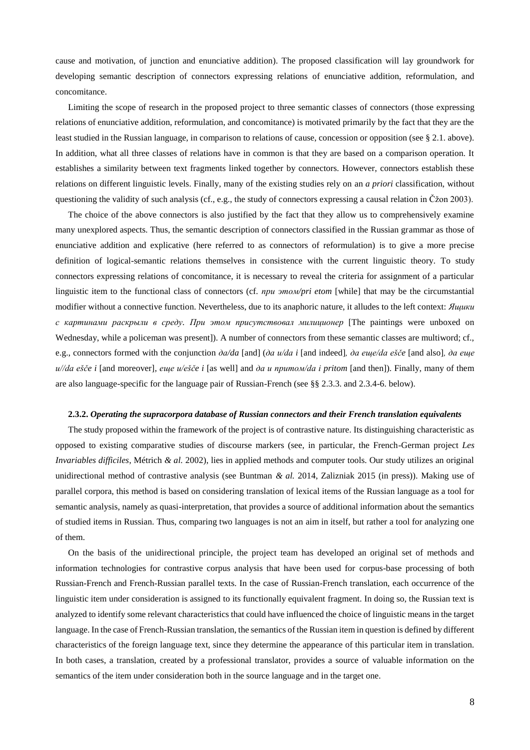cause and motivation, of junction and enunciative addition). The proposed classification will lay groundwork for developing semantic description of connectors expressing relations of enunciative addition, reformulation, and concomitance.

Limiting the scope of research in the proposed project to three semantic classes of connectors (those expressing relations of enunciative addition, reformulation, and concomitance) is motivated primarily by the fact that they are the least studied in the Russian language, in comparison to relations of cause, concession or opposition (see § 2.1. above). In addition, what all three classes of relations have in common is that they are based on a comparison operation. It establishes a similarity between text fragments linked together by connectors. However, connectors establish these relations on different linguistic levels. Finally, many of the existing studies rely on an *a priori* classification, without questioning the validity of such analysis (cf., e.g., the study of connectors expressing a causal relation in Čžon 2003).

The choice of the above connectors is also justified by the fact that they allow us to comprehensively examine many unexplored aspects. Thus, the semantic description of connectors classified in the Russian grammar as those of enunciative addition and explicative (here referred to as connectors of reformulation) is to give a more precise definition of logical-semantic relations themselves in consistence with the current linguistic theory. To study connectors expressing relations of concomitance, it is necessary to reveal the criteria for assignment of a particular linguistic item to the functional class of connectors (cf. *при этом/pri etom* [while] that may be the circumstantial modifier without a connective function. Nevertheless, due to its anaphoric nature, it alludes to the left context: *Ящики с картинами раскрыли в среду. При этом присутствовал милиционер* [The paintings were unboxed on Wednesday, while a policeman was present]). A number of connectors from these semantic classes are multiword; cf., e.g., connectors formed with the conjunction *да/da* [and] (*да и/da i* [and indeed]*, да еще/da ešče* [and also]*, да еще и//da ešče i* [and moreover], *еще и/ešče i* [as well] and *да и притом/da i pritom* [and then]). Finally, many of them are also language-specific for the language pair of Russian-French (see §§ 2.3.3. and 2.3.4-6. below).

#### 2.3.2. *Operating the supracorpora database of Russian connectors and their French translation equivalents*

The study proposed within the framework of the project is of contrastive nature. Its distinguishing characteristic as opposed to existing comparative studies of discourse markers (see, in particular, the French-German project *Les Invariables difficiles*, Métrich *& al.* 2002), lies in applied methods and computer tools. Our study utilizes an original unidirectional method of contrastive analysis (see Buntman *& al.* 2014, Zalizniak 2015 (in press)). Making use of parallel corpora, this method is based on considering translation of lexical items of the Russian language as a tool for semantic analysis, namely as quasi-interpretation, that provides a source of additional information about the semantics of studied items in Russian. Thus, comparing two languages is not an aim in itself, but rather a tool for analyzing one of them.

On the basis of the unidirectional principle, the project team has developed an original set of methods and information technologies for contrastive corpus analysis that have been used for corpus-base processing of both Russian-French and French-Russian parallel texts. In the case of Russian-French translation, each occurrence of the linguistic item under consideration is assigned to its functionally equivalent fragment. In doing so, the Russian text is analyzed to identify some relevant characteristics that could have influenced the choice of linguistic means in the target language. In the case of French-Russian translation, the semantics of the Russian item in question is defined by different characteristics of the foreign language text, since they determine the appearance of this particular item in translation. In both cases, a translation, created by a professional translator, provides a source of valuable information on the semantics of the item under consideration both in the source language and in the target one.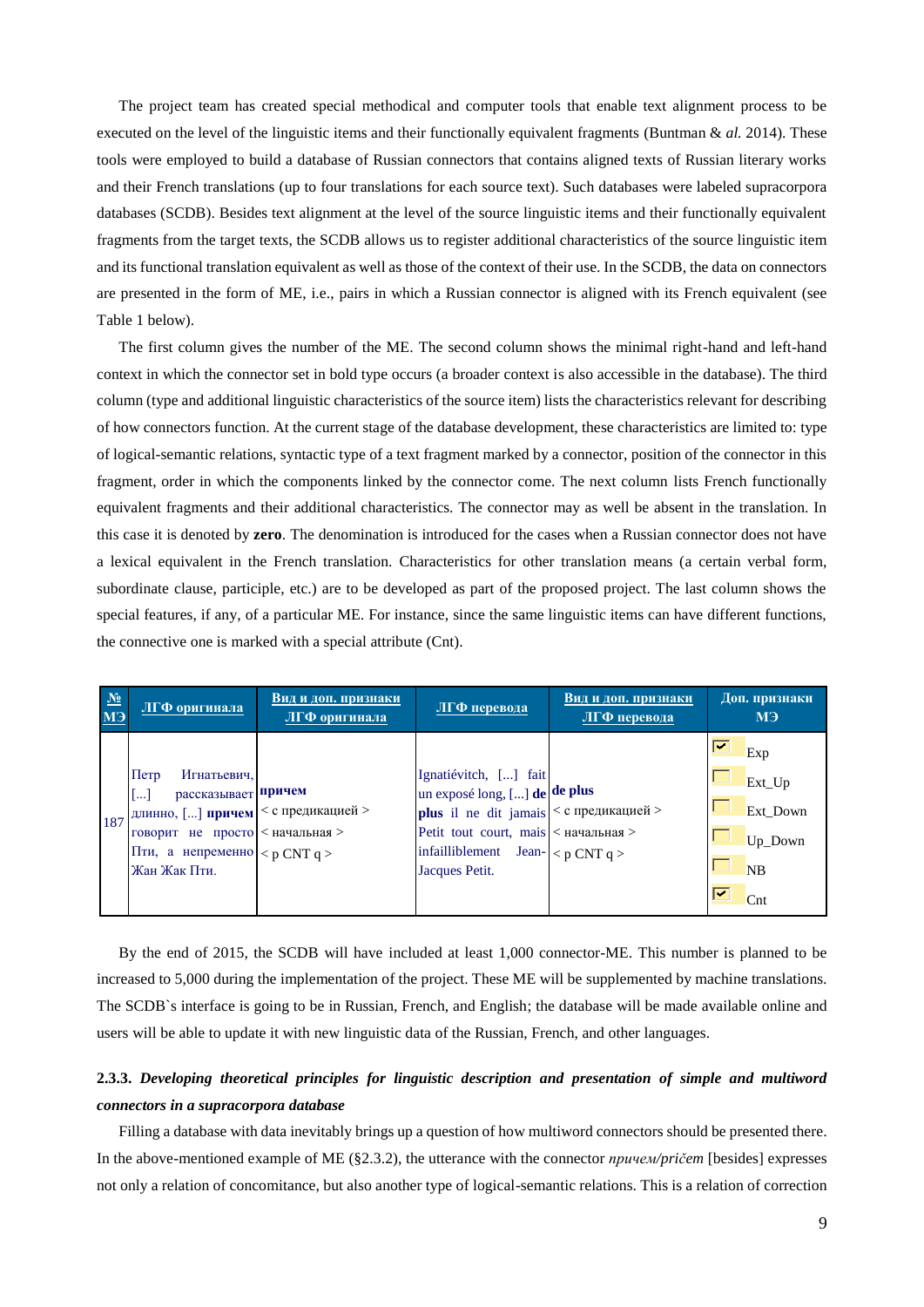The project team has created special methodical and computer tools that enable text alignment process to be executed on the level of the linguistic items and their functionally equivalent fragments (Buntman & *al.* 2014). These tools were employed to build a database of Russian connectors that contains aligned texts of Russian literary works and their French translations (up to four translations for each source text). Such databases were labeled supracorpora databases (SCDB). Besides text alignment at the level of the source linguistic items and their functionally equivalent fragments from the target texts, the SCDB allows us to register additional characteristics of the source linguistic item and its functional translation equivalent as well as those of the context of their use. In the SCDB, the data on connectors are presented in the form of ME, i.e., pairs in which a Russian connector is aligned with its French equivalent (see Table 1 below).

The first column gives the number of the ME. The second column shows the minimal right-hand and left-hand context in which the connector set in bold type occurs (a broader context is also accessible in the database). The third column (type and additional linguistic characteristics of the source item) lists the characteristics relevant for describing of how connectors function. At the current stage of the database development, these characteristics are limited to: type of logical-semantic relations, syntactic type of a text fragment marked by a connector, position of the connector in this fragment, order in which the components linked by the connector come. The next column lists French functionally equivalent fragments and their additional characteristics. The connector may as well be absent in the translation. In this case it is denoted by **zero**. The denomination is introduced for the cases when a Russian connector does not have a lexical equivalent in the French translation. Characteristics for other translation means (a certain verbal form, subordinate clause, participle, etc.) are to be developed as part of the proposed project. The last column shows the special features, if any, of a particular ME. For instance, since the same linguistic items can have different functions, the connective one is marked with a special attribute (Cnt).

| № МЭ | ЛГФ оригинала | Вид и доп. признаки ЛГФ оригинала | ЛГФ перевода | Вид и доп. признаки ЛГФ перевода | Доп. признаки МЭ |
|---|---|---|---|---|---|
| 187 | Петр Игнатьевич, [...] рассказывает длинно, [...] **причем** говорит не просто Пти, а непременно Жан Жак Пти. | **причем** < с предикацией > < начальная > < p CNT q > | Ignatiévitch, [...] fait un exposé long, [...] **de plus** il ne dit jamais Petit tout court, mais infailliblement Jean-Jacques Petit. | **de plus** < с предикацией > < начальная > < p CNT q > | ☑ Exp ☐ Ext_Up ☐ Ext_Down ☐ Up_Down ☐ NB ☑ Cnt |

By the end of 2015, the SCDB will have included at least 1,000 connector-ME. This number is planned to be increased to 5,000 during the implementation of the project. These ME will be supplemented by machine translations. The SCDB`s interface is going to be in Russian, French, and English; the database will be made available online and users will be able to update it with new linguistic data of the Russian, French, and other languages.

#### 2.3.3. *Developing theoretical principles for linguistic description and presentation of simple and multiword connectors in a supracorpora database*

Filling a database with data inevitably brings up a question of how multiword connectors should be presented there. In the above-mentioned example of ME (§2.3.2), the utterance with the connector *причем/pričem* [besides] expresses not only a relation of concomitance, but also another type of logical-semantic relations. This is a relation of correction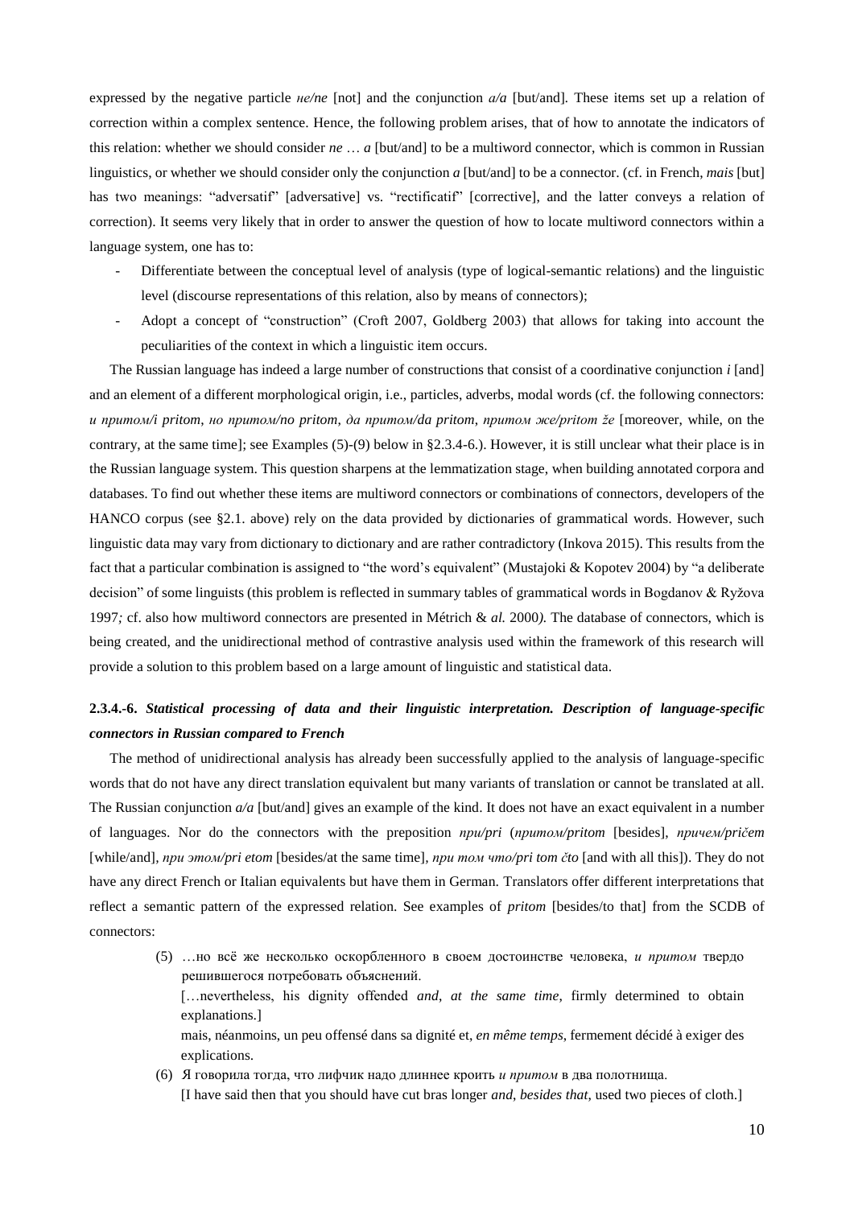expressed by the negative particle *не/ne* [not] and the conjunction *а/a* [but/and]. These items set up a relation of correction within a complex sentence. Hence, the following problem arises, that of how to annotate the indicators of this relation: whether we should consider *ne … a* [but/and] to be a multiword connector, which is common in Russian linguistics, or whether we should consider only the conjunction *a* [but/and] to be a connector. (cf. in French, *mais* [but] has two meanings: "adversatif" [adversative] vs. "rectificatif" [corrective], and the latter conveys a relation of correction). It seems very likely that in order to answer the question of how to locate multiword connectors within a language system, one has to:

- Differentiate between the conceptual level of analysis (type of logical-semantic relations) and the linguistic level (discourse representations of this relation, also by means of connectors);
- Adopt a concept of "construction" (Croft 2007, Goldberg 2003) that allows for taking into account the peculiarities of the context in which a linguistic item occurs.

The Russian language has indeed a large number of constructions that consist of a coordinative conjunction *i* [and] and an element of a different morphological origin, i.e., particles, adverbs, modal words (cf. the following connectors: *и притом/i pritom*, *но притом/no pritom*, *да притом/da pritom*, *притом же/pritom že* [moreover, while, on the contrary, at the same time]; see Examples (5)-(9) below in §2.3.4-6.). However, it is still unclear what their place is in the Russian language system. This question sharpens at the lemmatization stage, when building annotated corpora and databases. To find out whether these items are multiword connectors or combinations of connectors, developers of the HANCO corpus (see §2.1. above) rely on the data provided by dictionaries of grammatical words. However, such linguistic data may vary from dictionary to dictionary and are rather contradictory (Inkova 2015). This results from the fact that a particular combination is assigned to "the word's equivalent" (Mustajoki & Kopotev 2004) by "a deliberate decision" of some linguists (this problem is reflected in summary tables of grammatical words in Bogdanov & Ryžova 1997*;* cf. also how multiword connectors are presented in Métrich & *al.* 2000*).* The database of connectors, which is being created, and the unidirectional method of contrastive analysis used within the framework of this research will provide a solution to this problem based on a large amount of linguistic and statistical data.

### 2.3.4.-6. *Statistical processing of data and their linguistic interpretation. Description of language-specific connectors in Russian compared to French*

The method of unidirectional analysis has already been successfully applied to the analysis of language-specific words that do not have any direct translation equivalent but many variants of translation or cannot be translated at all. The Russian conjunction *а/a* [but/and] gives an example of the kind. It does not have an exact equivalent in a number of languages. Nor do the connectors with the preposition *при/pri* (*притом/pritom* [besides], *причем/pričem* [while/and], *при этом/pri etom* [besides/at the same time], *при том что/pri tom čto* [and with all this]). They do not have any direct French or Italian equivalents but have them in German. Translators offer different interpretations that reflect a semantic pattern of the expressed relation. See examples of *pritom* [besides/to that] from the SCDB of connectors:

(5) …но всё же несколько оскорбленного в своем достоинстве человека, *и притом* твердо решившегося потребовать объяснений.
[…nevertheless, his dignity offended *and, at the same time*, firmly determined to obtain explanations.]
mais, néanmoins, un peu offensé dans sa dignité et, *en même temps*, fermement décidé à exiger des explications.

(6) Я говорила тогда, что лифчик надо длиннее кроить *и притом* в два полотнища.
[I have said then that you should have cut bras longer *and, besides that*, used two pieces of cloth.]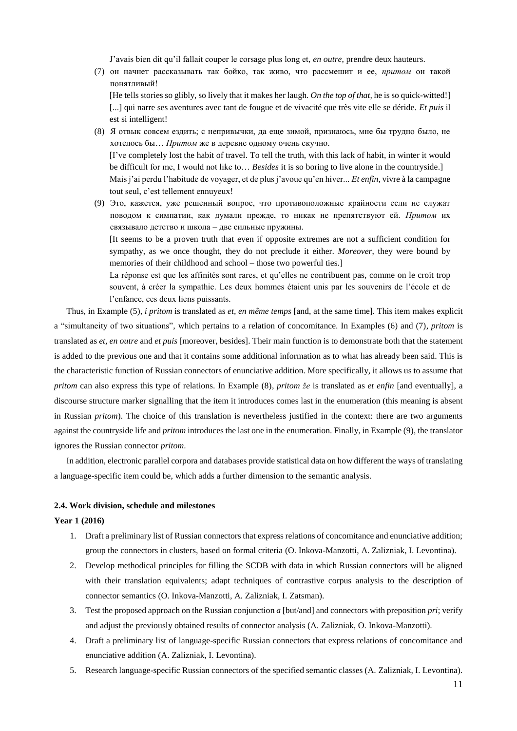J’avais bien dit qu’il fallait couper le corsage plus long et, *en outre*, prendre deux hauteurs.

(7) он начнет рассказывать так бойко, так живо, что рассмешит и ее, *притом* он такой понятливый!

[He tells stories so glibly, so lively that it makes her laugh. *On the top of that*, he is so quick-witted!]

[...] qui narre ses aventures avec tant de fougue et de vivacité que très vite elle se déride. *Et puis* il est si intelligent!

(8) Я отвык совсем ездить; с непривычки, да еще зимой, признаюсь, мне бы трудно было, не хотелось бы… *Притом* же в деревне одному очень скучно.

[I’ve completely lost the habit of travel. To tell the truth, with this lack of habit, in winter it would be difficult for me, I would not like to… *Besides* it is so boring to live alone in the countryside.]

Mais j’ai perdu l’habitude de voyager, et de plus j’avoue qu’en hiver... *Et enfin*, vivre à la campagne tout seul, c’est tellement ennuyeux!

(9) Это, кажется, уже решенный вопрос, что противоположные крайности если не служат поводом к симпатии, как думали прежде, то никак не препятствуют ей. *Притом* их связывало детство и школа – две сильные пружины.

[It seems to be a proven truth that even if opposite extremes are not a sufficient condition for sympathy, as we once thought, they do not preclude it either. *Moreover*, they were bound by memories of their childhood and school – those two powerful ties.]

La réponse est que les affinités sont rares, et qu’elles ne contribuent pas, comme on le croit trop souvent, à créer la sympathie. Les deux hommes étaient unis par les souvenirs de l’école et de l’enfance, ces deux liens puissants.

Thus, in Example (5), *i pritom* is translated as *et, en même temps* [and, at the same time]. This item makes explicit a “simultaneity of two situations”, which pertains to a relation of concomitance. In Examples (6) and (7), *pritom* is translated as *et, en outre* and *et puis* [moreover, besides]. Their main function is to demonstrate both that the statement is added to the previous one and that it contains some additional information as to what has already been said. This is the characteristic function of Russian connectors of enunciative addition. More specifically, it allows us to assume that *pritom* can also express this type of relations. In Example (8), *pritom že* is translated as *et enfin* [and eventually], a discourse structure marker signalling that the item it introduces comes last in the enumeration (this meaning is absent in Russian *pritom*). The choice of this translation is nevertheless justified in the context: there are two arguments against the countryside life and *pritom* introduces the last one in the enumeration. Finally, in Example (9), the translator ignores the Russian connector *pritom*.

In addition, electronic parallel corpora and databases provide statistical data on how different the ways of translating a language-specific item could be, which adds a further dimension to the semantic analysis.

### 2.4. Work division, schedule and milestones

**Year 1 (2016)**

1. Draft a preliminary list of Russian connectors that express relations of concomitance and enunciative addition; group the connectors in clusters, based on formal criteria (O. Inkova-Manzotti, A. Zalizniak, I. Levontina).
2. Develop methodical principles for filling the SCDB with data in which Russian connectors will be aligned with their translation equivalents; adapt techniques of contrastive corpus analysis to the description of connector semantics (O. Inkova-Manzotti, A. Zalizniak, I. Zatsman).
3. Test the proposed approach on the Russian conjunction *a* [but/and] and connectors with preposition *pri*; verify and adjust the previously obtained results of connector analysis (A. Zalizniak, O. Inkova-Manzotti).
4. Draft a preliminary list of language-specific Russian connectors that express relations of concomitance and enunciative addition (A. Zalizniak, I. Levontina).
5. Research language-specific Russian connectors of the specified semantic classes (A. Zalizniak, I. Levontina).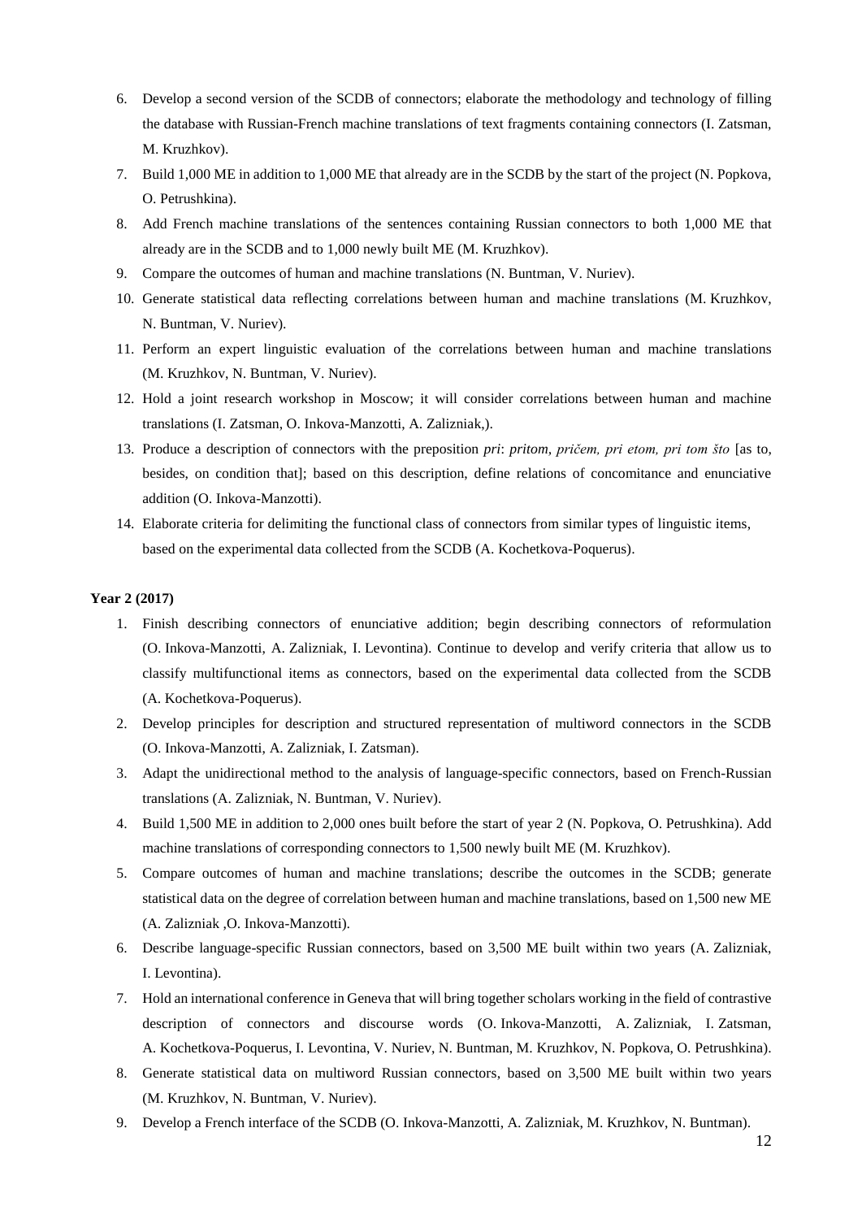6. Develop a second version of the SCDB of connectors; elaborate the methodology and technology of filling the database with Russian-French machine translations of text fragments containing connectors (I. Zatsman, M. Kruzhkov).
7. Build 1,000 ME in addition to 1,000 ME that already are in the SCDB by the start of the project (N. Popkova, O. Petrushkina).
8. Add French machine translations of the sentences containing Russian connectors to both 1,000 ME that already are in the SCDB and to 1,000 newly built ME (M. Kruzhkov).
9. Compare the outcomes of human and machine translations (N. Buntman, V. Nuriev).
10. Generate statistical data reflecting correlations between human and machine translations (M. Kruzhkov, N. Buntman, V. Nuriev).
11. Perform an expert linguistic evaluation of the correlations between human and machine translations (M. Kruzhkov, N. Buntman, V. Nuriev).
12. Hold a joint research workshop in Moscow; it will consider correlations between human and machine translations (I. Zatsman, O. Inkova-Manzotti, A. Zalizniak,).
13. Produce a description of connectors with the preposition *pri*: *pritom, pričem, pri etom, pri tom što* [as to, besides, on condition that]; based on this description, define relations of concomitance and enunciative addition (O. Inkova-Manzotti).
14. Elaborate criteria for delimiting the functional class of connectors from similar types of linguistic items, based on the experimental data collected from the SCDB (A. Kochetkova-Poquerus).

**Year 2 (2017)**

1. Finish describing connectors of enunciative addition; begin describing connectors of reformulation (O. Inkova-Manzotti, A. Zalizniak, I. Levontina). Continue to develop and verify criteria that allow us to classify multifunctional items as connectors, based on the experimental data collected from the SCDB (A. Kochetkova-Poquerus).
2. Develop principles for description and structured representation of multiword connectors in the SCDB (O. Inkova-Manzotti, A. Zalizniak, I. Zatsman).
3. Adapt the unidirectional method to the analysis of language-specific connectors, based on French-Russian translations (A. Zalizniak, N. Buntman, V. Nuriev).
4. Build 1,500 ME in addition to 2,000 ones built before the start of year 2 (N. Popkova, O. Petrushkina). Add machine translations of corresponding connectors to 1,500 newly built ME (M. Kruzhkov).
5. Compare outcomes of human and machine translations; describe the outcomes in the SCDB; generate statistical data on the degree of correlation between human and machine translations, based on 1,500 new ME (A. Zalizniak ,O. Inkova-Manzotti).
6. Describe language-specific Russian connectors, based on 3,500 ME built within two years (A. Zalizniak, I. Levontina).
7. Hold an international conference in Geneva that will bring together scholars working in the field of contrastive description of connectors and discourse words (O. Inkova-Manzotti, A. Zalizniak, I. Zatsman, A. Kochetkova-Poquerus, I. Levontina, V. Nuriev, N. Buntman, M. Kruzhkov, N. Popkova, O. Petrushkina).
8. Generate statistical data on multiword Russian connectors, based on 3,500 ME built within two years (M. Kruzhkov, N. Buntman, V. Nuriev).
9. Develop a French interface of the SCDB (O. Inkova-Manzotti, A. Zalizniak, M. Kruzhkov, N. Buntman).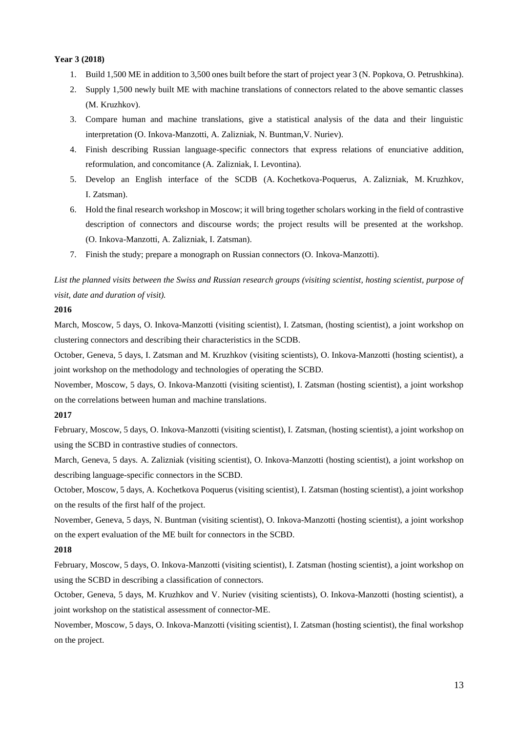**Year 3 (2018)**

1. Build 1,500 ME in addition to 3,500 ones built before the start of project year 3 (N. Popkova, O. Petrushkina).
2. Supply 1,500 newly built ME with machine translations of connectors related to the above semantic classes (M. Kruzhkov).
3. Compare human and machine translations, give a statistical analysis of the data and their linguistic interpretation (O. Inkova-Manzotti, A. Zalizniak, N. Buntman,V. Nuriev).
4. Finish describing Russian language-specific connectors that express relations of enunciative addition, reformulation, and concomitance (A. Zalizniak, I. Levontina).
5. Develop an English interface of the SCDB (A. Kochetkova-Poquerus, A. Zalizniak, M. Kruzhkov, I. Zatsman).
6. Hold the final research workshop in Moscow; it will bring together scholars working in the field of contrastive description of connectors and discourse words; the project results will be presented at the workshop. (O. Inkova-Manzotti, A. Zalizniak, I. Zatsman).
7. Finish the study; prepare a monograph on Russian connectors (O. Inkova-Manzotti).

*List the planned visits between the Swiss and Russian research groups (visiting scientist, hosting scientist, purpose of visit, date and duration of visit).*

**2016**

March, Moscow, 5 days, O. Inkova-Manzotti (visiting scientist), I. Zatsman, (hosting scientist), a joint workshop on clustering connectors and describing their characteristics in the SCDB.

October, Geneva, 5 days, I. Zatsman and M. Kruzhkov (visiting scientists), O. Inkova-Manzotti (hosting scientist), a joint workshop on the methodology and technologies of operating the SCBD.

November, Moscow, 5 days, O. Inkova-Manzotti (visiting scientist), I. Zatsman (hosting scientist), a joint workshop on the correlations between human and machine translations.

**2017**

February, Moscow, 5 days, O. Inkova-Manzotti (visiting scientist), I. Zatsman, (hosting scientist), a joint workshop on using the SCBD in contrastive studies of connectors.

March, Geneva, 5 days. A. Zalizniak (visiting scientist), O. Inkova-Manzotti (hosting scientist), a joint workshop on describing language-specific connectors in the SCBD.

October, Moscow, 5 days, A. Kochetkova Poquerus (visiting scientist), I. Zatsman (hosting scientist), a joint workshop on the results of the first half of the project.

November, Geneva, 5 days, N. Buntman (visiting scientist), O. Inkova-Manzotti (hosting scientist), a joint workshop on the expert evaluation of the ME built for connectors in the SCBD.

**2018**

February, Moscow, 5 days, O. Inkova-Manzotti (visiting scientist), I. Zatsman (hosting scientist), a joint workshop on using the SCBD in describing a classification of connectors.

October, Geneva, 5 days, M. Kruzhkov and V. Nuriev (visiting scientists), O. Inkova-Manzotti (hosting scientist), a joint workshop on the statistical assessment of connector-ME.

November, Moscow, 5 days, O. Inkova-Manzotti (visiting scientist), I. Zatsman (hosting scientist), the final workshop on the project.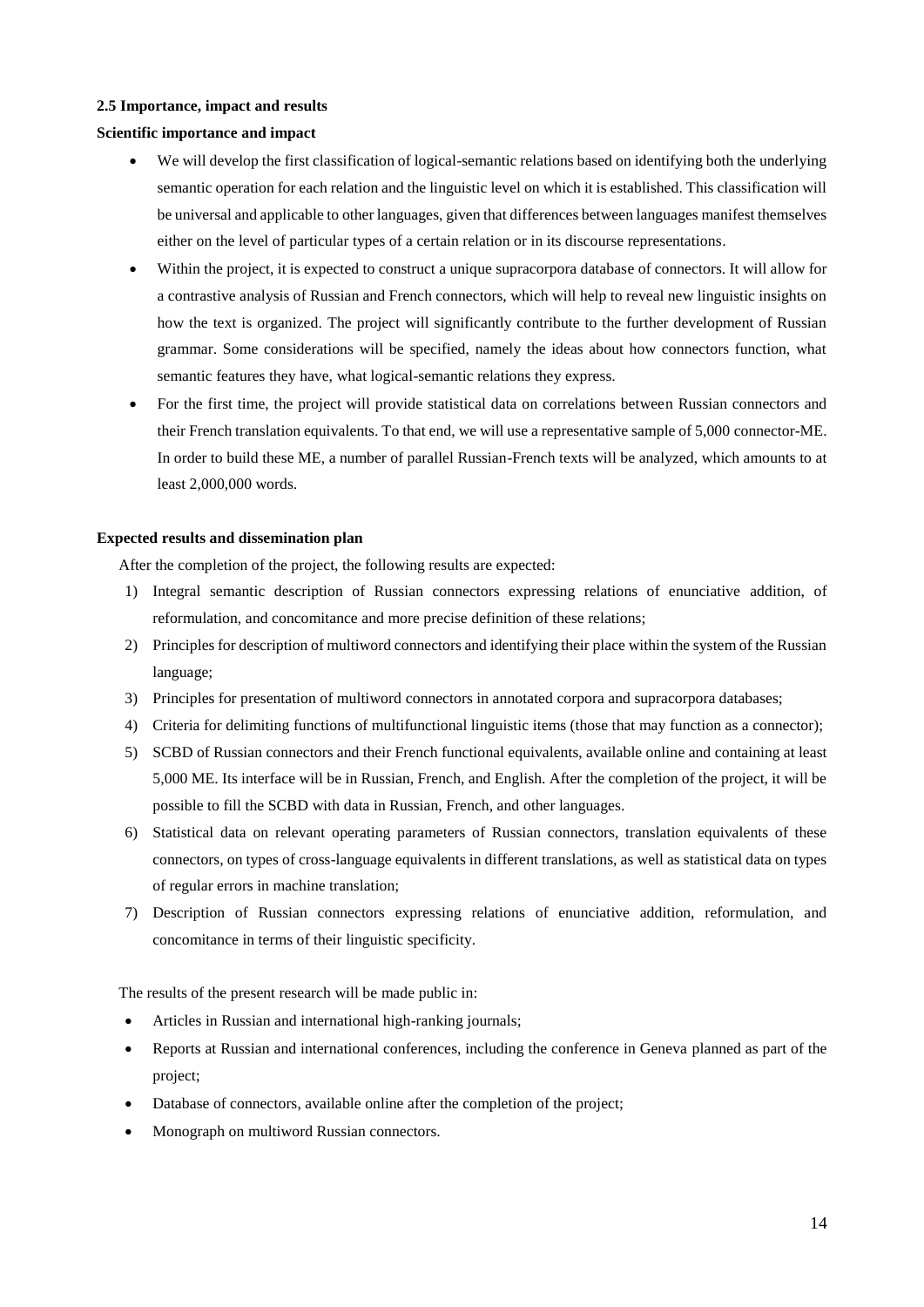### 2.5 Importance, impact and results

**Scientific importance and impact**

- We will develop the first classification of logical-semantic relations based on identifying both the underlying semantic operation for each relation and the linguistic level on which it is established. This classification will be universal and applicable to other languages, given that differences between languages manifest themselves either on the level of particular types of a certain relation or in its discourse representations.
- Within the project, it is expected to construct a unique supracorpora database of connectors. It will allow for a contrastive analysis of Russian and French connectors, which will help to reveal new linguistic insights on how the text is organized. The project will significantly contribute to the further development of Russian grammar. Some considerations will be specified, namely the ideas about how connectors function, what semantic features they have, what logical-semantic relations they express.
- For the first time, the project will provide statistical data on correlations between Russian connectors and their French translation equivalents. To that end, we will use a representative sample of 5,000 connector-ME. In order to build these ME, a number of parallel Russian-French texts will be analyzed, which amounts to at least 2,000,000 words.

**Expected results and dissemination plan**

After the completion of the project, the following results are expected:

1) Integral semantic description of Russian connectors expressing relations of enunciative addition, of reformulation, and concomitance and more precise definition of these relations;
2) Principles for description of multiword connectors and identifying their place within the system of the Russian language;
3) Principles for presentation of multiword connectors in annotated corpora and supracorpora databases;
4) Criteria for delimiting functions of multifunctional linguistic items (those that may function as a connector);
5) SCBD of Russian connectors and their French functional equivalents, available online and containing at least 5,000 ME. Its interface will be in Russian, French, and English. After the completion of the project, it will be possible to fill the SCBD with data in Russian, French, and other languages.
6) Statistical data on relevant operating parameters of Russian connectors, translation equivalents of these connectors, on types of cross-language equivalents in different translations, as well as statistical data on types of regular errors in machine translation;
7) Description of Russian connectors expressing relations of enunciative addition, reformulation, and concomitance in terms of their linguistic specificity.

The results of the present research will be made public in:

- Articles in Russian and international high-ranking journals;
- Reports at Russian and international conferences, including the conference in Geneva planned as part of the project;
- Database of connectors, available online after the completion of the project;
- Monograph on multiword Russian connectors.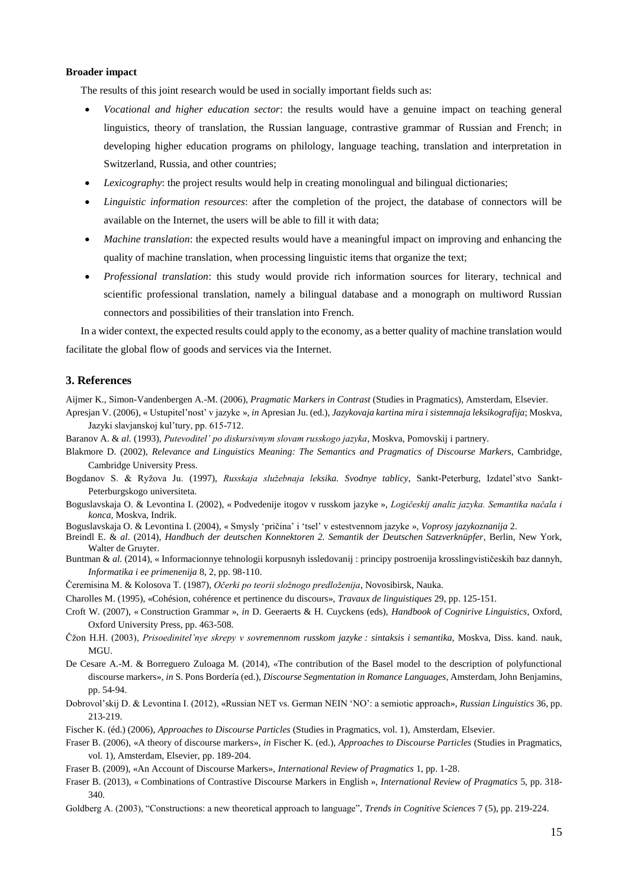**Broader impact**

The results of this joint research would be used in socially important fields such as:

- *Vocational and higher education sector*: the results would have a genuine impact on teaching general linguistics, theory of translation, the Russian language, contrastive grammar of Russian and French; in developing higher education programs on philology, language teaching, translation and interpretation in Switzerland, Russia, and other countries;
- *Lexicography*: the project results would help in creating monolingual and bilingual dictionaries;
- *Linguistic information resources*: after the completion of the project, the database of connectors will be available on the Internet, the users will be able to fill it with data;
- *Machine translation*: the expected results would have a meaningful impact on improving and enhancing the quality of machine translation, when processing linguistic items that organize the text;
- *Professional translation*: this study would provide rich information sources for literary, technical and scientific professional translation, namely a bilingual database and a monograph on multiword Russian connectors and possibilities of their translation into French.

In a wider context, the expected results could apply to the economy, as a better quality of machine translation would facilitate the global flow of goods and services via the Internet.

## 3. References

Aijmer K., Simon-Vandenbergen A.-M. (2006), *Pragmatic Markers in Contrast* (Studies in Pragmatics), Amsterdam, Elsevier.

Apresjan V. (2006), « Ustupitel'nost' v jazyke », *in* Apresian Ju. (ed.), *Jazykovaja kartina mira i sistemnaja leksikografija*; Moskva, Jazyki slavjanskoj kul'tury, pp. 615-712.

Baranov A. & *al.* (1993), *Putevoditel' po diskursivnym slovam russkogo jazyka*, Moskva, Pomovskij i partnery.

Blakmore D. (2002), *Relevance and Linguistics Meaning: The Semantics and Pragmatics of Discourse Markers*, Cambridge, Cambridge University Press.

Bogdanov S. & Ryžova Ju. (1997), *Russkaja služebnaja leksika. Svodnye tablicy*, Sankt-Peterburg, Izdatel'stvo Sankt-Peterburgskogo universiteta.

Boguslavskaja O. & Levontina I. (2002), « Podvedenije itogov v russkom jazyke », *Logičeskij analiz jazyka. Semantika načala i konca*, Moskva, Indrik.

Boguslavskaja O. & Levontina I. (2004), « Smysly 'pričina' i 'tsel' v estestvennom jazyke », *Voprosy jazykoznanija* 2.

Breindl E. & *al.* (2014), *Handbuch der deutschen Konnektoren 2. Semantik der Deutschen Satzverknüpfer*, Berlin, New York, Walter de Gruyter.

Buntman & *al.* (2014), « Informacionnye tehnologii korpusnyh issledovanij : principy postroenija krosslingvističeskih baz dannyh, *Informatika i ee primenenija* 8, 2, pp. 98-110.

Čeremisina M. & Kolosova T. (1987), *Očerki po teorii složnogo predloženija*, Novosibirsk, Nauka.

Charolles M. (1995), «Cohésion, cohérence et pertinence du discours», *Travaux de linguistiques* 29, pp. 125-151.

Croft W. (2007), « Construction Grammar », *in* D. Geeraerts & H. Cuyckens (eds), *Handbook of Cognirive Linguistics*, Oxford, Oxford University Press, pp. 463-508.

Čžon H.H. (2003), *Prisoedinitel'nye skrepy v sovremennom russkom jazyke : sintaksis i semantika,* Moskva, Diss. kand. nauk, MGU.

De Cesare A.-M. & Borreguero Zuloaga M. (2014), «The contribution of the Basel model to the description of polyfunctional discourse markers», *in* S. Pons Bordería (ed.), *Discourse Segmentation in Romance Languages*, Amsterdam, John Benjamins, pp. 54-94.

Dobrovol'skij D. & Levontina I. (2012), «Russian NET vs. German NEIN 'NO': a semiotic approach», *Russian Linguistics* 36, pp. 213-219.

Fischer K. (éd.) (2006), *Approaches to Discourse Particles* (Studies in Pragmatics, vol. 1), Amsterdam, Elsevier.

Fraser B. (2006), «A theory of discourse markers», *in* Fischer K. (ed.), *Approaches to Discourse Particles* (Studies in Pragmatics, vol. 1), Amsterdam, Elsevier, pp. 189-204.

Fraser B. (2009), «An Account of Discourse Markers», *International Review of Pragmatics* 1, pp. 1-28.

Fraser B. (2013), « Combinations of Contrastive Discourse Markers in English », *International Review of Pragmatics* 5, pp. 318-340.

Goldberg A. (2003), "Constructions: a new theoretical approach to language", *Trends in Cognitive Sciences* 7 (5), pp. 219-224.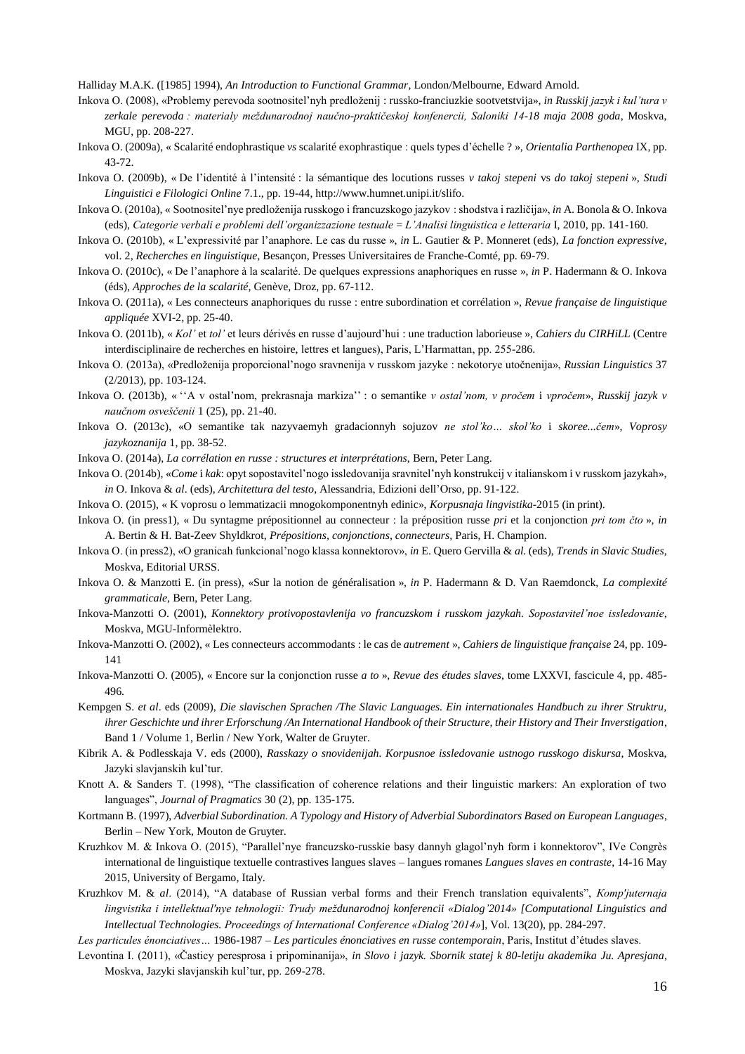Halliday M.A.K. ([1985] 1994), *An Introduction to Functional Grammar*, London/Melbourne, Edward Arnold.

Inkova O. (2008), «Problemy perevoda sootnositel'nyh predloženij : russko-franciuzkie sootvetstvija», *in Russkij jazyk i kul'tura v zerkale perevoda : materialy meždunarodnoj naučno-praktičeskoj konfencercii, Saloniki 14-18 maja 2008 goda*, Moskva, MGU, pp. 208-227.

Inkova O. (2009a), « Scalarité endophrastique *vs* scalarité exophrastique : quels types d'échelle ? », *Orientalia Parthenopea* IX, pp. 43-72.

Inkova O. (2009b), « De l'identité à l'intensité : la sémantique des locutions russes *v takoj stepeni* vs *do takoj stepeni* », *Studi Linguistici e Filologici Online* 7.1., pp. 19-44, http://www.humnet.unipi.it/slifo.

Inkova O. (2010a), « Sootnositel'nye predloženija russkogo i francuzskogo jazykov : shodstva i različija», *in* A. Bonola & O. Inkova (eds), *Categorie verbali e problemi dell'organizzazione testuale = L'Analisi linguistica e letteraria* I, 2010, pp. 141-160.

Inkova O. (2010b), « L'expressivité par l'anaphore. Le cas du russe », *in* L. Gautier & P. Monneret (eds), *La fonction expressive*, vol. 2, *Recherches en linguistique*, Besançon, Presses Universitaires de Franche-Comté, pp. 69-79.

Inkova O. (2010c), « De l'anaphore à la scalarité. De quelques expressions anaphoriques en russe », *in* P. Hadermann & O. Inkova (éds), *Approches de la scalarité*, Genève, Droz, pp. 67-112.

Inkova O. (2011a), « Les connecteurs anaphoriques du russe : entre subordination et corrélation », *Revue française de linguistique appliquée* XVI-2, pp. 25-40.

Inkova O. (2011b), « *Kol'* et *tol'* et leurs dérivés en russe d'aujourd'hui : une traduction laborieuse », *Cahiers du CIRHiLL* (Centre interdisciplinaire de recherches en histoire, lettres et langues), Paris, L'Harmattan, pp. 255-286.

Inkova O. (2013a), «Predloženija proporcional'nogo sravnenija v russkom jazyke : nekotorye utočnenija», *Russian Linguistics* 37 (2/2013), pp. 103-124.

Inkova O. (2013b), « ''A v ostal'nom, prekrasnaja markiza'' : o semantike *v ostal'nom, v pročem* i *vpročem*», *Russkij jazyk v naučnom osveščenii* 1 (25), pp. 21-40.

Inkova O. (2013c), «O semantike tak nazyvaemyh gradacionnyh sojuzov *ne stol'ko… skol'ko* i *skoree...čem*», *Voprosy jazykoznanija* 1, pp. 38-52.

Inkova O. (2014a), *La corrélation en russe : structures et interprétations*, Bern, Peter Lang.

Inkova O. (2014b), «*Come* i *kak*: opyt sopostavitel'nogo issledovanija sravnitel'nyh konstrukcij v italianskom i v russkom jazykah», *in* O. Inkova & *al*. (eds), *Architettura del testo*, Alessandria, Edizioni dell'Orso, pp. 91-122.

Inkova O. (2015), « K voprosu o lemmatizacii mnogokomponentnyh edinic», *Korpusnaja lingvistika*-2015 (in print).

Inkova O. (in press1), « Du syntagme prépositionnel au connecteur : la préposition russe *pri* et la conjonction *pri tom čto* », *in* A. Bertin & H. Bat-Zeev Shyldkrot, *Prépositions, conjonctions, connecteurs*, Paris, H. Champion.

Inkova O. (in press2), «O granicah funkcional'nogo klassa konnektorov», *in* E. Quero Gervilla & *al.* (eds), *Trends in Slavic Studies*, Moskva, Editorial URSS.

Inkova O. & Manzotti E. (in press), «Sur la notion de généralisation », *in* P. Hadermann & D. Van Raemdonck, *La complexité grammaticale*, Bern, Peter Lang.

Inkova-Manzotti O. (2001), *Konnektory protivopostavlenija vo francuzskom i russkom jazykah. Sopostavitel'noe issledovanie*, Moskva, MGU-Informèlektro.

Inkova-Manzotti O. (2002), « Les connecteurs accommodants : le cas de *autrement* », *Cahiers de linguistique française* 24, pp. 109-141

Inkova-Manzotti O. (2005), « Encore sur la conjonction russe *a to* », *Revue des études slaves*, tome LXXVI, fascicule 4, pp. 485-496.

Kempgen S. *et al*. eds (2009), *Die slavischen Sprachen /The Slavic Languages. Ein internationales Handbuch zu ihrer Struktru, ihrer Geschichte und ihrer Erforschung /An International Handbook of their Structure, their History and Their Inverstigation*, Band 1 / Volume 1, Berlin / New York, Walter de Gruyter.

Kibrik A. & Podlesskaja V. eds (2000), *Rasskazy o snovidenijah. Korpusnoe issledovanie ustnogo russkogo diskursa*, Moskva, Jazyki slavjanskih kul'tur.

Knott A. & Sanders T. (1998), "The classification of coherence relations and their linguistic markers: An exploration of two languages", *Journal of Pragmatics* 30 (2), pp. 135-175.

Kortmann B. (1997), *Adverbial Subordination. A Typology and History of Adverbial Subordinators Based on European Languages*, Berlin – New York, Mouton de Gruyter.

Kruzhkov M. & Inkova O. (2015), "Parallel'nye francuzsko-russkie basy dannyh glagol'nyh form i konnektorov", IVe Congrès international de linguistique textuelle contrastives langues slaves – langues romanes *Langues slaves en contraste*, 14-16 May 2015, University of Bergamo, Italy.

Kruzhkov M. & *al*. (2014), "A database of Russian verbal forms and their French translation equivalents", *Komp'juternaja lingvistika i intellektual'nye tehnologii: Trudy meždunarodnoj konferencii «Dialog'2014» [Computational Linguistics and Intellectual Technologies. Proceedings of International Conference «Dialog'2014»*], Vol. 13(20), pp. 284-297.

*Les particules énonciatives…* 1986-1987 – *Les particules énonciatives en russe contemporain*, Paris, Institut d'études slaves.

Levontina I. (2011), «Časticy peresprosa i pripominanija», *in Slovo i jazyk. Sbornik statej k 80-letiju akademika Ju. Apresjana*, Moskva, Jazyki slavjanskih kul'tur, pp. 269-278.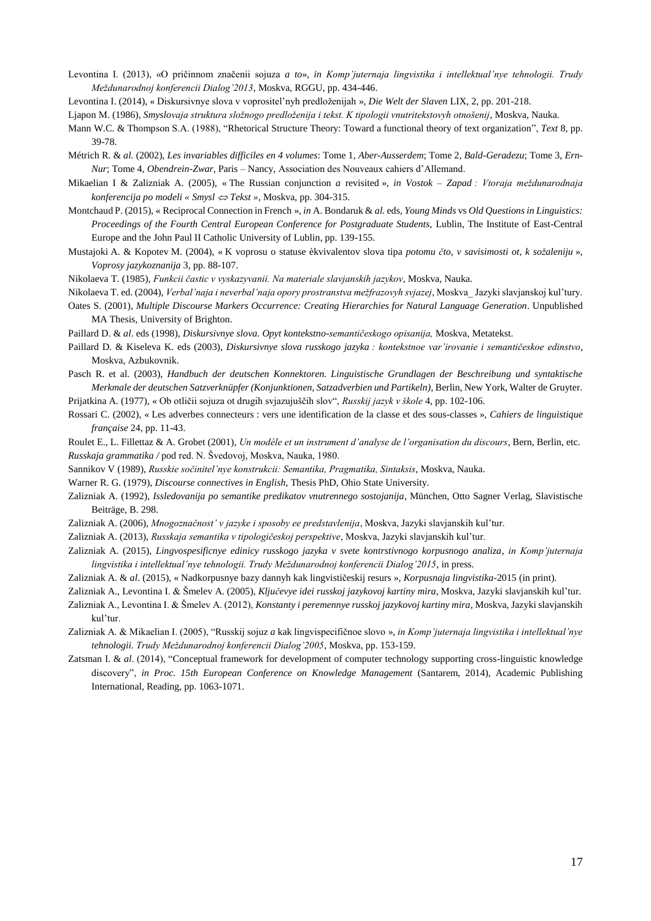Levontina I. (2013), «O pričinnom značenii sojuza *a to*», *in Komp'juternaja lingvistika i intellektual'nye tehnologii. Trudy Meždunarodnoj konferencii Dialog'2013*, Moskva, RGGU, pp. 434-446.

Levontina I. (2014), « Diskursivnye slova v voprositel'nyh predloženijah », *Die Welt der Slaven* LIX, 2, pp. 201-218.

Ljapon M. (1986), *Smyslovaja struktura složnogo predloženija i tekst. K tipologii vnutritekstovyh otnošenij*, Moskva, Nauka.

Mann W.C. & Thompson S.A. (1988), "Rhetorical Structure Theory: Toward a functional theory of text organization", *Text* 8, pp. 39-78.

Métrich R. & *al.* (2002), *Les invariables difficiles en 4 volumes*: Tome 1, *Aber-Ausserdem*; Tome 2, *Bald-Geradezu*; Tome 3, *Ern-Nur*; Tome 4, *Obendrein-Zwar*, Paris – Nancy, Association des Nouveaux cahiers d'Allemand.

Mikaelian I & Zalizniak A. (2005), « The Russian conjunction *a* revisited », *in Vostok – Zapad : Vtoraja meždunarodnaja konferencija po modeli « Smysl ⇔ Tekst »*, Moskva, pp. 304-315.

Montchaud P. (2015), « Reciprocal Connection in French », *in* A. Bondaruk & *al.* eds, *Young Minds* vs *Old Questions in Linguistics: Proceedings of the Fourth Central European Conference for Postgraduate Students*, Lublin, The Institute of East-Central Europe and the John Paul II Catholic University of Lublin, pp. 139-155.

Mustajoki A. & Kopotev M. (2004), « K voprosu o statuse èkvivalentov slova tipa *potomu čto, v savisimosti ot, k sožaleniju* », *Voprosy jazykoznanija* 3, pp. 88-107.

Nikolaeva T. (1985), *Funkcii častic v vyskazyvanii. Na materiale slavjanskih jazykov*, Moskva, Nauka.

Nikolaeva T. ed. (2004), *Verbal'naja i neverbal'naja opory prostranstva mežfrazovyh svjazej*, Moskva_ Jazyki slavjanskoj kul'tury.

Oates S. (2001), *Multiple Discourse Markers Occurrence: Creating Hierarchies for Natural Language Generation*. Unpublished MA Thesis, University of Brighton.

Paillard D. & *al*. eds (1998), *Diskursivnye slova. Opyt kontekstno-semantičeskogo opisanija,* Moskva, Metatekst.

Paillard D. & Kiseleva K. eds (2003), *Diskursivnye slova russkogo jazyka : kontekstnoe var'irovanie i semantičeskoe edinstvo*, Moskva, Azbukovnik.

Pasch R. et al. (2003), *Handbuch der deutschen Konnektoren. Linguistische Grundlagen der Beschreibung und syntaktische Merkmale der deutschen Satzverknüpfer (Konjunktionen, Satzadverbien und Partikeln)*, Berlin, New York, Walter de Gruyter.

Prijatkina A. (1977), « Ob otličii sojuza ot drugih svjazujuščih slov", *Russkij jazyk v škole* 4, pp. 102-106.

Rossari C. (2002), « Les adverbes connecteurs : vers une identification de la classe et des sous-classes », *Cahiers de linguistique française* 24, pp. 11-43.

Roulet E., L. Fillettaz & A. Grobet (2001), *Un modèle et un instrument d'analyse de l'organisation du discours*, Bern, Berlin, etc.

*Russkaja grammatika /* pod red. N. Švedovoj, Moskva, Nauka, 1980.

Sannikov V (1989), *Russkie sočinitel'nye konstrukcii: Semantika, Pragmatika, Sintaksis*, Moskva, Nauka.

Warner R. G. (1979), *Discourse connectives in English*, Thesis PhD, Ohio State University.

Zalizniak A. (1992), *Issledovanija po semantike predikatov vnutrennego sostojanija*, München, Otto Sagner Verlag, Slavistische Beiträge, B. 298.

Zalizniak A. (2006), *Mnogoznačnost' v jazyke i sposoby ee predstavlenija*, Moskva, Jazyki slavjanskih kul'tur.

Zalizniak A. (2013), *Russkaja semantika v tipologičeskoj perspektive*, Moskva, Jazyki slavjanskih kul'tur.

Zalizniak A. (2015), *Lingvospesificnye edinicy russkogo jazyka v svete kontrstivnogo korpusnogo analiza*, *in Komp'juternaja lingvistika i intellektual'nye tehnologii. Trudy Meždunarodnoj konferencii Dialog'2015*, in press.

Zalizniak A. & *al*. (2015), « Nadkorpusnye bazy dannyh kak lingvističeskij resurs », *Korpusnaja lingvistika*-2015 (in print).

Zalizniak A., Levontina I. & Šmelev A. (2005), *Ključevye idei russkoj jazykovoj kartiny mira*, Moskva, Jazyki slavjanskih kul'tur.

Zalizniak A., Levontina I. & Šmelev A. (2012), *Konstanty i peremennye russkoj jazykovoj kartiny mira*, Moskva, Jazyki slavjanskih kul'tur.

Zalizniak A. & Mikaelian I. (2005), "Russkij sojuz *a* kak lingvispecifičnoe slovo », *in Komp'juternaja lingvistika i intellektual'nye tehnologii. Trudy Meždunarodnoj konferencii Dialog'2005*, Moskva, pp. 153-159.

Zatsman I. & *al*. (2014), "Conceptual framework for development of computer technology supporting cross-linguistic knowledge discovery", *in Proc. 15th European Conference on Knowledge Management* (Santarem, 2014), Academic Publishing International, Reading, pp. 1063-1071.